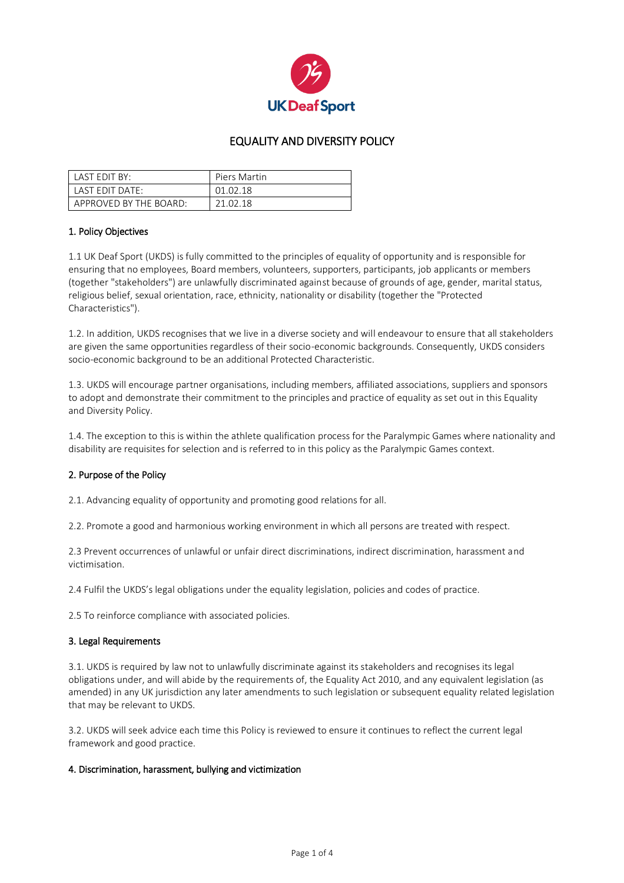# EQUALITY AND DIVERSITY POLICY

| | |
|---|---|
| LAST EDIT BY: | Piers Martin |
| LAST EDIT DATE: | 01.02.18 |
| APPROVED BY THE BOARD: | 21.02.18 |

## 1. Policy Objectives

1.1 UK Deaf Sport (UKDS) is fully committed to the principles of equality of opportunity and is responsible for ensuring that no employees, Board members, volunteers, supporters, participants, job applicants or members (together "stakeholders") are unlawfully discriminated against because of grounds of age, gender, marital status, religious belief, sexual orientation, race, ethnicity, nationality or disability (together the "Protected Characteristics").

1.2. In addition, UKDS recognises that we live in a diverse society and will endeavour to ensure that all stakeholders are given the same opportunities regardless of their socio-economic backgrounds. Consequently, UKDS considers socio-economic background to be an additional Protected Characteristic.

1.3. UKDS will encourage partner organisations, including members, affiliated associations, suppliers and sponsors to adopt and demonstrate their commitment to the principles and practice of equality as set out in this Equality and Diversity Policy.

1.4. The exception to this is within the athlete qualification process for the Paralympic Games where nationality and disability are requisites for selection and is referred to in this policy as the Paralympic Games context.

## 2. Purpose of the Policy

2.1. Advancing equality of opportunity and promoting good relations for all.

2.2. Promote a good and harmonious working environment in which all persons are treated with respect.

2.3 Prevent occurrences of unlawful or unfair direct discriminations, indirect discrimination, harassment and victimisation.

2.4 Fulfil the UKDS's legal obligations under the equality legislation, policies and codes of practice.

2.5 To reinforce compliance with associated policies.

## 3. Legal Requirements

3.1. UKDS is required by law not to unlawfully discriminate against its stakeholders and recognises its legal obligations under, and will abide by the requirements of, the Equality Act 2010, and any equivalent legislation (as amended) in any UK jurisdiction any later amendments to such legislation or subsequent equality related legislation that may be relevant to UKDS.

3.2. UKDS will seek advice each time this Policy is reviewed to ensure it continues to reflect the current legal framework and good practice.

## 4. Discrimination, harassment, bullying and victimization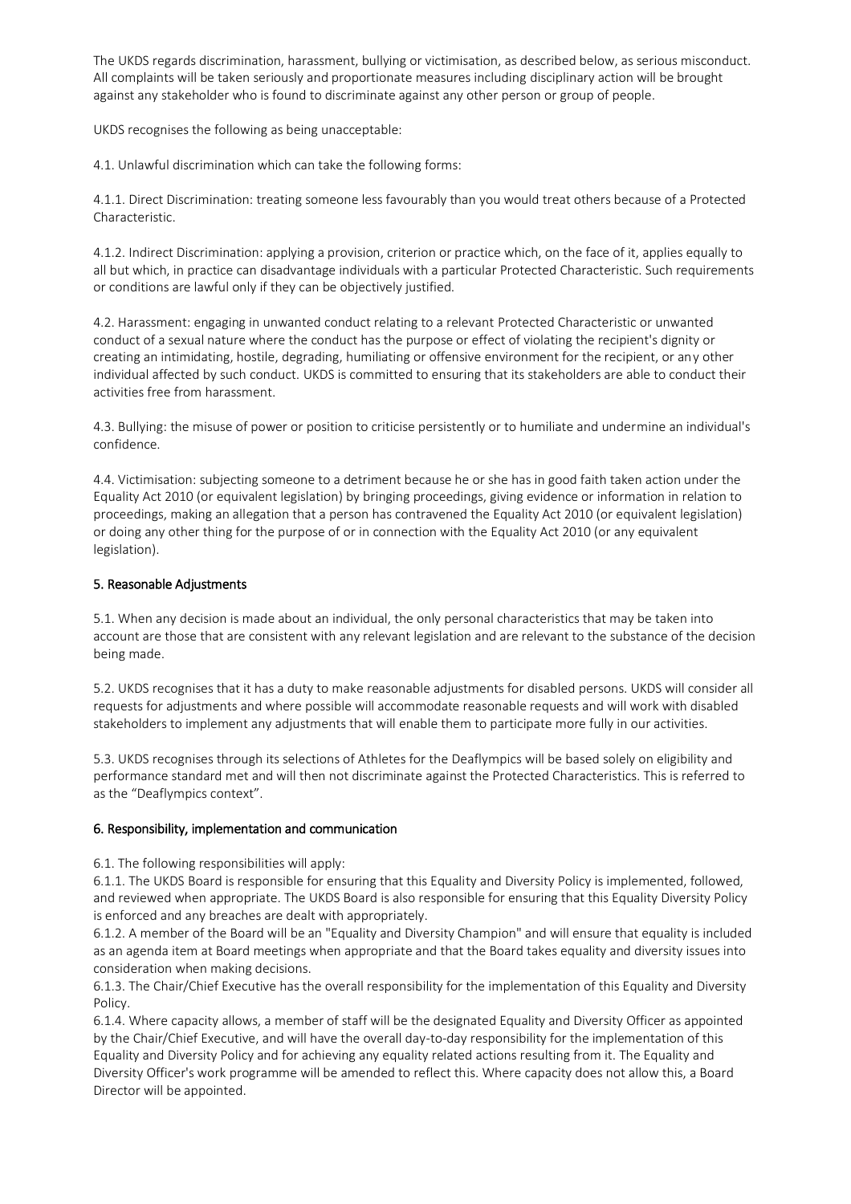The UKDS regards discrimination, harassment, bullying or victimisation, as described below, as serious misconduct. All complaints will be taken seriously and proportionate measures including disciplinary action will be brought against any stakeholder who is found to discriminate against any other person or group of people.

UKDS recognises the following as being unacceptable:

4.1. Unlawful discrimination which can take the following forms:

4.1.1. Direct Discrimination: treating someone less favourably than you would treat others because of a Protected Characteristic.

4.1.2. Indirect Discrimination: applying a provision, criterion or practice which, on the face of it, applies equally to all but which, in practice can disadvantage individuals with a particular Protected Characteristic. Such requirements or conditions are lawful only if they can be objectively justified.

4.2. Harassment: engaging in unwanted conduct relating to a relevant Protected Characteristic or unwanted conduct of a sexual nature where the conduct has the purpose or effect of violating the recipient's dignity or creating an intimidating, hostile, degrading, humiliating or offensive environment for the recipient, or any other individual affected by such conduct. UKDS is committed to ensuring that its stakeholders are able to conduct their activities free from harassment.

4.3. Bullying: the misuse of power or position to criticise persistently or to humiliate and undermine an individual's confidence.

4.4. Victimisation: subjecting someone to a detriment because he or she has in good faith taken action under the Equality Act 2010 (or equivalent legislation) by bringing proceedings, giving evidence or information in relation to proceedings, making an allegation that a person has contravened the Equality Act 2010 (or equivalent legislation) or doing any other thing for the purpose of or in connection with the Equality Act 2010 (or any equivalent legislation).

## 5. Reasonable Adjustments

5.1. When any decision is made about an individual, the only personal characteristics that may be taken into account are those that are consistent with any relevant legislation and are relevant to the substance of the decision being made.

5.2. UKDS recognises that it has a duty to make reasonable adjustments for disabled persons. UKDS will consider all requests for adjustments and where possible will accommodate reasonable requests and will work with disabled stakeholders to implement any adjustments that will enable them to participate more fully in our activities.

5.3. UKDS recognises through its selections of Athletes for the Deaflympics will be based solely on eligibility and performance standard met and will then not discriminate against the Protected Characteristics. This is referred to as the "Deaflympics context".

## 6. Responsibility, implementation and communication

6.1. The following responsibilities will apply:

6.1.1. The UKDS Board is responsible for ensuring that this Equality and Diversity Policy is implemented, followed, and reviewed when appropriate. The UKDS Board is also responsible for ensuring that this Equality Diversity Policy is enforced and any breaches are dealt with appropriately.

6.1.2. A member of the Board will be an "Equality and Diversity Champion" and will ensure that equality is included as an agenda item at Board meetings when appropriate and that the Board takes equality and diversity issues into consideration when making decisions.

6.1.3. The Chair/Chief Executive has the overall responsibility for the implementation of this Equality and Diversity Policy.

6.1.4. Where capacity allows, a member of staff will be the designated Equality and Diversity Officer as appointed by the Chair/Chief Executive, and will have the overall day-to-day responsibility for the implementation of this Equality and Diversity Policy and for achieving any equality related actions resulting from it. The Equality and Diversity Officer's work programme will be amended to reflect this. Where capacity does not allow this, a Board Director will be appointed.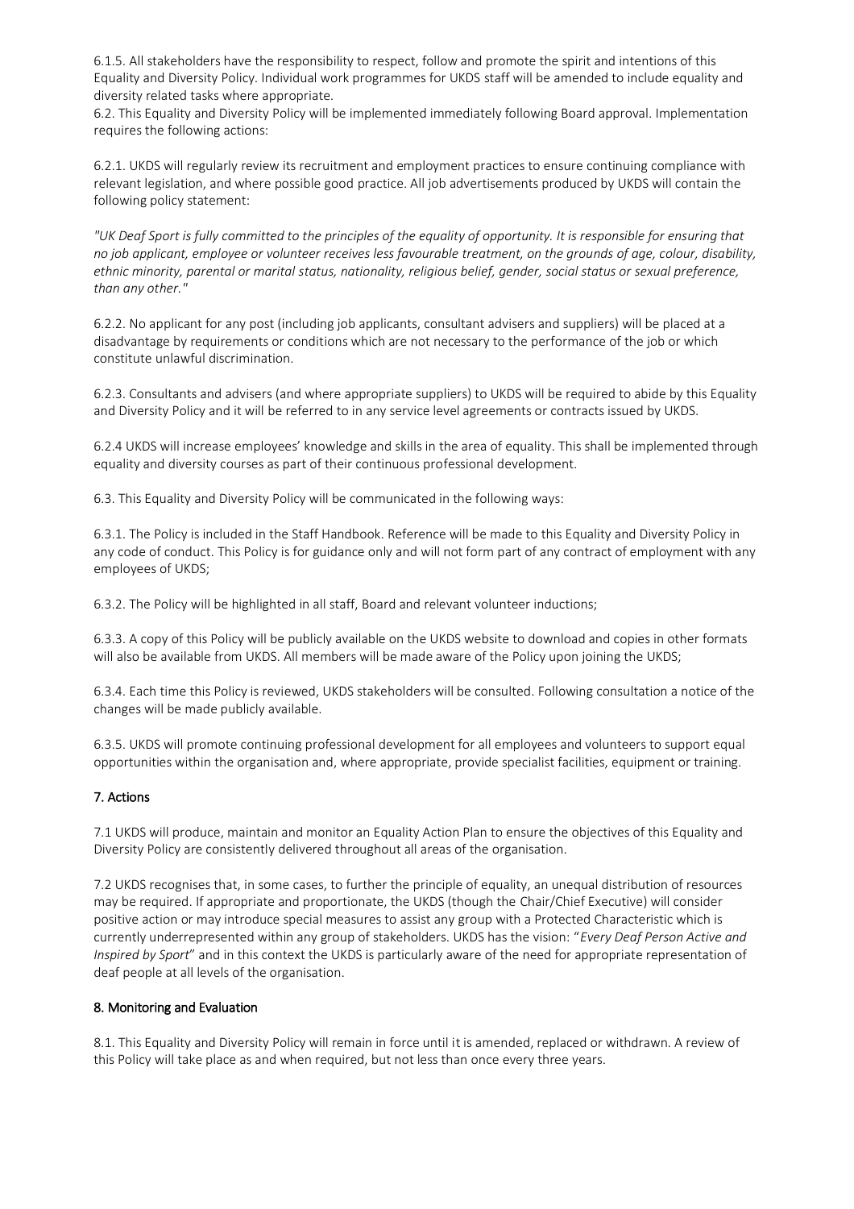6.1.5. All stakeholders have the responsibility to respect, follow and promote the spirit and intentions of this Equality and Diversity Policy. Individual work programmes for UKDS staff will be amended to include equality and diversity related tasks where appropriate.

6.2. This Equality and Diversity Policy will be implemented immediately following Board approval. Implementation requires the following actions:

6.2.1. UKDS will regularly review its recruitment and employment practices to ensure continuing compliance with relevant legislation, and where possible good practice. All job advertisements produced by UKDS will contain the following policy statement:

*"UK Deaf Sport is fully committed to the principles of the equality of opportunity. It is responsible for ensuring that no job applicant, employee or volunteer receives less favourable treatment, on the grounds of age, colour, disability, ethnic minority, parental or marital status, nationality, religious belief, gender, social status or sexual preference, than any other."*

6.2.2. No applicant for any post (including job applicants, consultant advisers and suppliers) will be placed at a disadvantage by requirements or conditions which are not necessary to the performance of the job or which constitute unlawful discrimination.

6.2.3. Consultants and advisers (and where appropriate suppliers) to UKDS will be required to abide by this Equality and Diversity Policy and it will be referred to in any service level agreements or contracts issued by UKDS.

6.2.4 UKDS will increase employees' knowledge and skills in the area of equality. This shall be implemented through equality and diversity courses as part of their continuous professional development.

6.3. This Equality and Diversity Policy will be communicated in the following ways:

6.3.1. The Policy is included in the Staff Handbook. Reference will be made to this Equality and Diversity Policy in any code of conduct. This Policy is for guidance only and will not form part of any contract of employment with any employees of UKDS;

6.3.2. The Policy will be highlighted in all staff, Board and relevant volunteer inductions;

6.3.3. A copy of this Policy will be publicly available on the UKDS website to download and copies in other formats will also be available from UKDS. All members will be made aware of the Policy upon joining the UKDS;

6.3.4. Each time this Policy is reviewed, UKDS stakeholders will be consulted. Following consultation a notice of the changes will be made publicly available.

6.3.5. UKDS will promote continuing professional development for all employees and volunteers to support equal opportunities within the organisation and, where appropriate, provide specialist facilities, equipment or training.

## 7. Actions

7.1 UKDS will produce, maintain and monitor an Equality Action Plan to ensure the objectives of this Equality and Diversity Policy are consistently delivered throughout all areas of the organisation.

7.2 UKDS recognises that, in some cases, to further the principle of equality, an unequal distribution of resources may be required. If appropriate and proportionate, the UKDS (though the Chair/Chief Executive) will consider positive action or may introduce special measures to assist any group with a Protected Characteristic which is currently underrepresented within any group of stakeholders. UKDS has the vision: "*Every Deaf Person Active and Inspired by Sport*" and in this context the UKDS is particularly aware of the need for appropriate representation of deaf people at all levels of the organisation.

## 8. Monitoring and Evaluation

8.1. This Equality and Diversity Policy will remain in force until it is amended, replaced or withdrawn. A review of this Policy will take place as and when required, but not less than once every three years.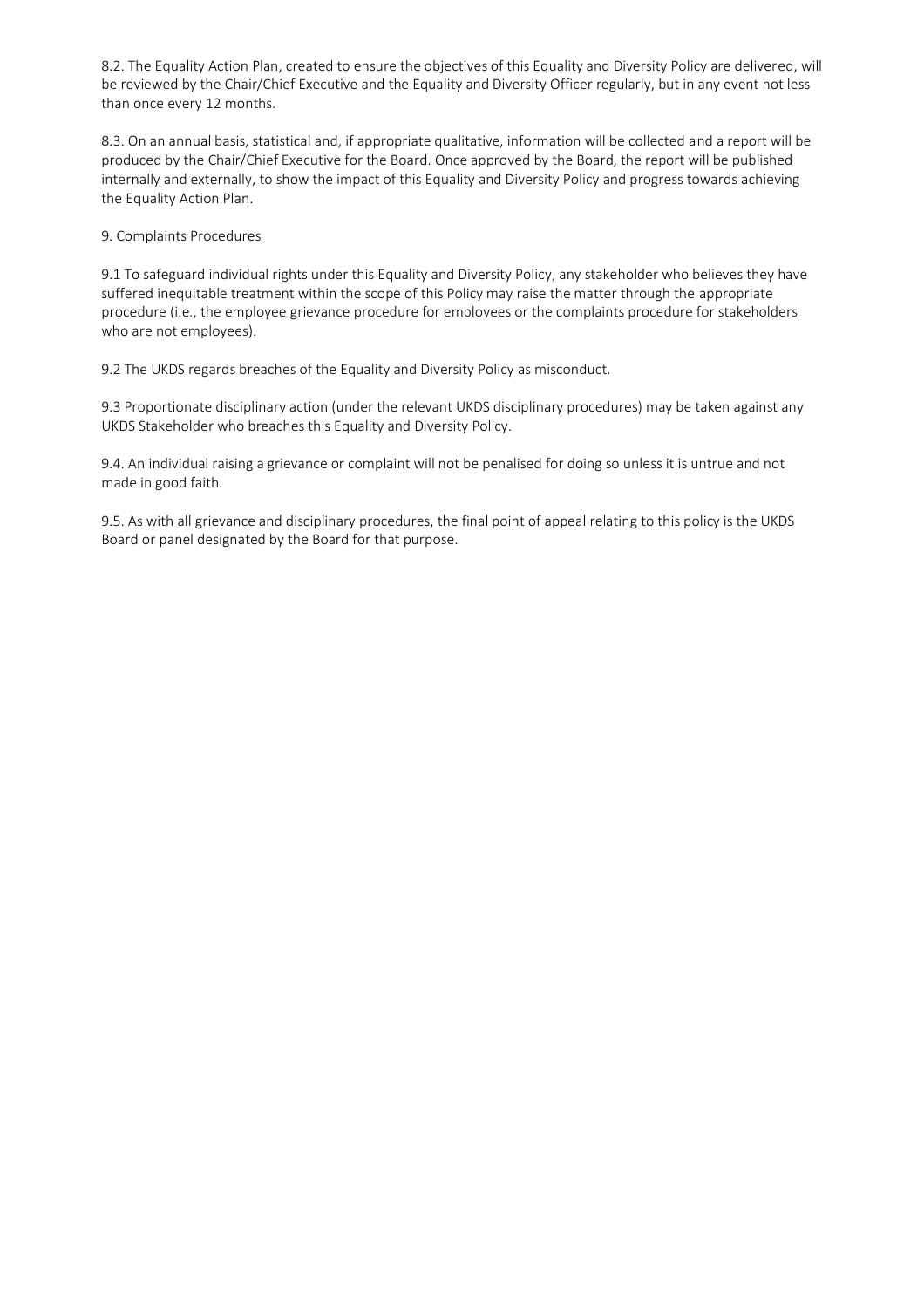8.2. The Equality Action Plan, created to ensure the objectives of this Equality and Diversity Policy are delivered, will be reviewed by the Chair/Chief Executive and the Equality and Diversity Officer regularly, but in any event not less than once every 12 months.

8.3. On an annual basis, statistical and, if appropriate qualitative, information will be collected and a report will be produced by the Chair/Chief Executive for the Board. Once approved by the Board, the report will be published internally and externally, to show the impact of this Equality and Diversity Policy and progress towards achieving the Equality Action Plan.

9. Complaints Procedures

9.1 To safeguard individual rights under this Equality and Diversity Policy, any stakeholder who believes they have suffered inequitable treatment within the scope of this Policy may raise the matter through the appropriate procedure (i.e., the employee grievance procedure for employees or the complaints procedure for stakeholders who are not employees).

9.2 The UKDS regards breaches of the Equality and Diversity Policy as misconduct.

9.3 Proportionate disciplinary action (under the relevant UKDS disciplinary procedures) may be taken against any UKDS Stakeholder who breaches this Equality and Diversity Policy.

9.4. An individual raising a grievance or complaint will not be penalised for doing so unless it is untrue and not made in good faith.

9.5. As with all grievance and disciplinary procedures, the final point of appeal relating to this policy is the UKDS Board or panel designated by the Board for that purpose.